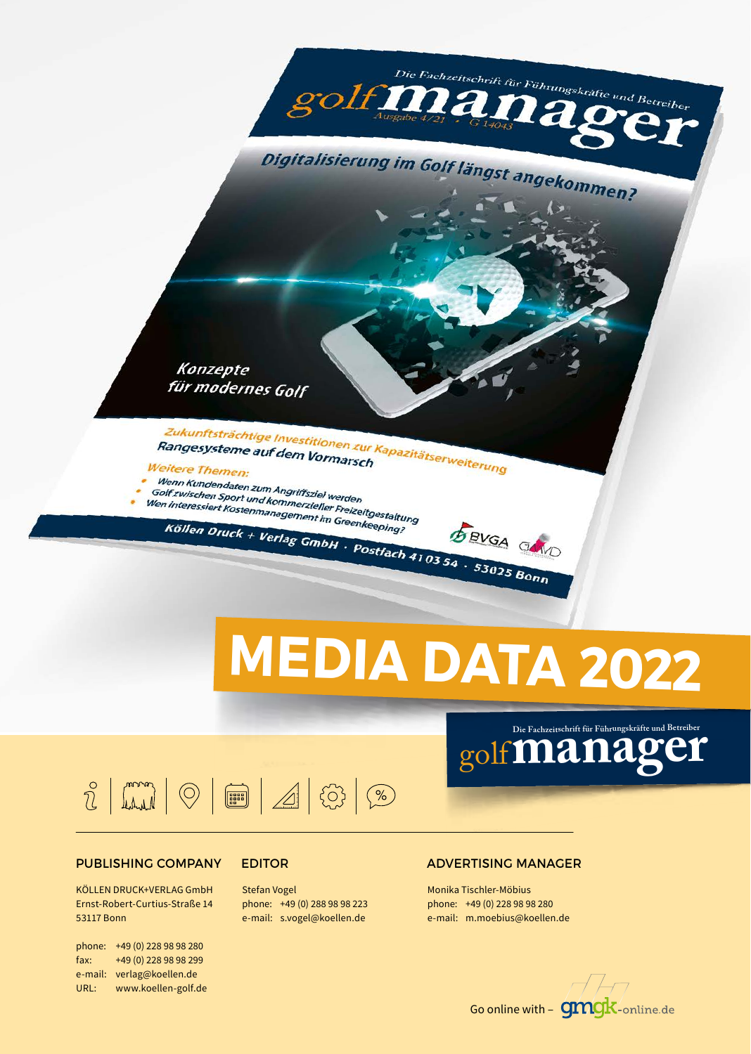# MEDIA DATA 2022

Die Fachzeitschrift für Führungskräfte und Betreiber
golf**manager**

### PUBLISHING COMPANY

KÖLLEN DRUCK+VERLAG GmbH
Ernst-Robert-Curtius-Straße 14
53117 Bonn

phone: +49 (0) 228 98 98 280
fax: +49 (0) 228 98 98 299
e-mail: verlag@koellen.de
URL: www.koellen-golf.de

### EDITOR

Stefan Vogel
phone: +49 (0) 288 98 98 223
e-mail: s.vogel@koellen.de

### ADVERTISING MANAGER

Monika Tischler-Möbius
phone: +49 (0) 228 98 98 280
e-mail: m.moebius@koellen.de

Go online with – gmgk-online.de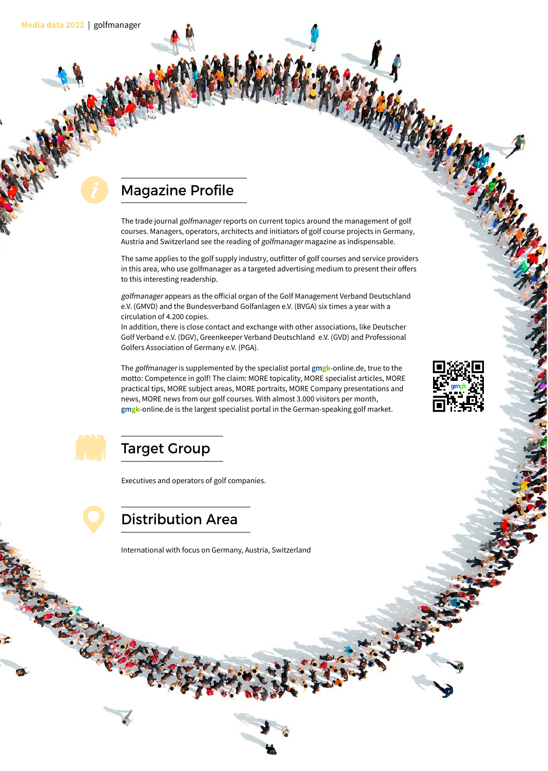## Magazine Profile

The trade journal *golfmanager* reports on current topics around the management of golf courses. Managers, operators, architects and initiators of golf course projects in Germany, Austria and Switzerland see the reading of *golfmanager* magazine as indispensable.

The same applies to the golf supply industry, outfitter of golf courses and service providers in this area, who use golfmanager as a targeted advertising medium to present their offers to this interesting readership.

*golfmanager* appears as the official organ of the Golf Management Verband Deutschland e.V. (GMVD) and the Bundesverband Golfanlagen e.V. (BVGA) six times a year with a circulation of 4.200 copies.
In addition, there is close contact and exchange with other associations, like Deutscher Golf Verband e.V. (DGV), Greenkeeper Verband Deutschland e.V. (GVD) and Professional Golfers Association of Germany e.V. (PGA).

The *golfmanager* is supplemented by the specialist portal gmgk-online.de, true to the motto: Competence in golf! The claim: MORE topicality, MORE specialist articles, MORE practical tips, MORE subject areas, MORE portraits, MORE Company presentations and news, MORE news from our golf courses. With almost 3.000 visitors per month, gmgk-online.de is the largest specialist portal in the German-speaking golf market.

## Target Group

Executives and operators of golf companies.

## Distribution Area

International with focus on Germany, Austria, Switzerland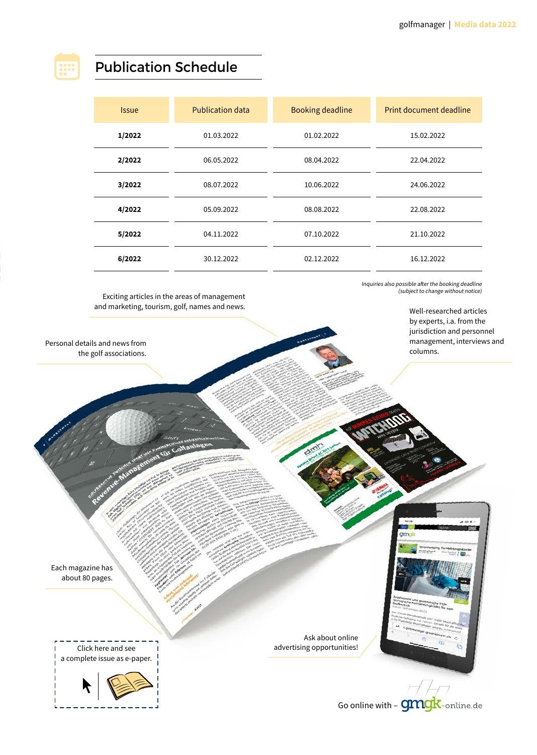# Publication Schedule

| Issue | Publication data | Booking deadline | Print document deadline |
|---|---|---|---|
| **1/2022** | 01.03.2022 | 01.02.2022 | 15.02.2022 |
| **2/2022** | 06.05.2022 | 08.04.2022 | 22.04.2022 |
| **3/2022** | 08.07.2022 | 10.06.2022 | 24.06.2022 |
| **4/2022** | 05.09.2022 | 08.08.2022 | 22.08.2022 |
| **5/2022** | 04.11.2022 | 07.10.2022 | 21.10.2022 |
| **6/2022** | 30.12.2022 | 02.12.2022 | 16.12.2022 |

*Inquiries also possible after the booking deadline (subject to change without notice)*

Exciting articles in the areas of management and marketing, tourism, golf, names and news.

Well-researched articles by experts, i.a. from the jurisdiction and personnel management, interviews and columns.

Personal details and news from the golf associations.

Each magazine has about 80 pages.

Ask about online advertising opportunities!

Click here and see a complete issue as e-paper.

Go online with – gmgk-online.de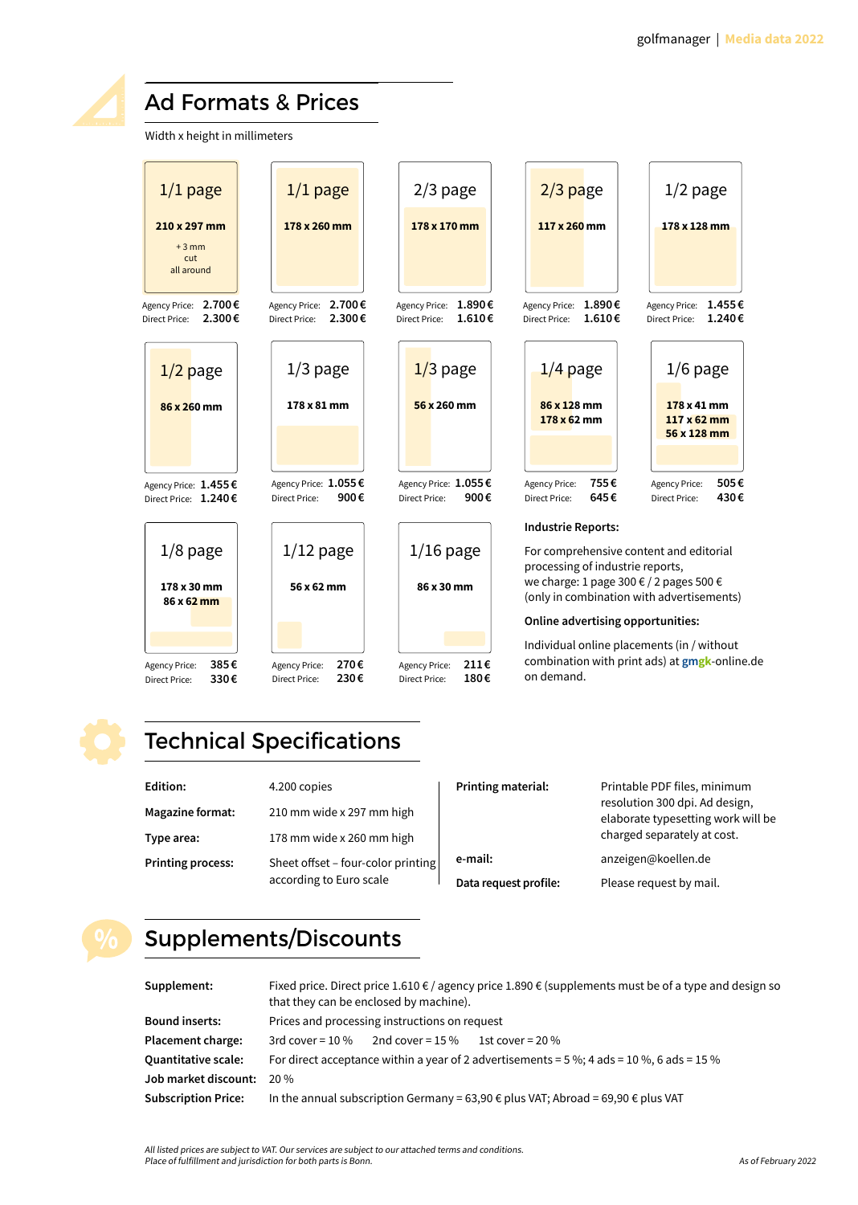# Ad Formats & Prices

Width x height in millimeters

| Format | Size | Agency Price | Direct Price |
|---|---|---|---|
| 1/1 page | 210 x 297 mm (+ 3 mm cut all around) | 2.700 € | 2.300 € |
| 1/1 page | 178 x 260 mm | 2.700 € | 2.300 € |
| 2/3 page | 178 x 170 mm | 1.890 € | 1.610 € |
| 2/3 page | 117 x 260 mm | 1.890 € | 1.610 € |
| 1/2 page | 178 x 128 mm | 1.455 € | 1.240 € |
| 1/2 page | 86 x 260 mm | 1.455 € | 1.240 € |
| 1/3 page | 178 x 81 mm | 1.055 € | 900 € |
| 1/3 page | 56 x 260 mm | 1.055 € | 900 € |
| 1/4 page | 86 x 128 mm / 178 x 62 mm | 755 € | 645 € |
| 1/6 page | 178 x 41 mm / 117 x 62 mm / 56 x 128 mm | 505 € | 430 € |
| 1/8 page | 178 x 30 mm / 86 x 62 mm | 385 € | 330 € |
| 1/12 page | 56 x 62 mm | 270 € | 230 € |
| 1/16 page | 86 x 30 mm | 211 € | 180 € |

**Industrie Reports:**

For comprehensive content and editorial processing of industrie reports, we charge: 1 page 300 € / 2 pages 500 € (only in combination with advertisements)

**Online advertising opportunities:**

Individual online placements (in / without combination with print ads) at gmgk-online.de on demand.

# Technical Specifications

| | |
|---|---|
| **Edition:** | 4.200 copies |
| **Magazine format:** | 210 mm wide x 297 mm high |
| **Type area:** | 178 mm wide x 260 mm high |
| **Printing process:** | Sheet offset – four-color printing according to Euro scale |
| **Printing material:** | Printable PDF files, minimum resolution 300 dpi. Ad design, elaborate typesetting work will be charged separately at cost. |
| **e-mail:** | anzeigen@koellen.de |
| **Data request profile:** | Please request by mail. |

# Supplements/Discounts

| | |
|---|---|
| **Supplement:** | Fixed price. Direct price 1.610 € / agency price 1.890 € (supplements must be of a type and design so that they can be enclosed by machine). |
| **Bound inserts:** | Prices and processing instructions on request |
| **Placement charge:** | 3rd cover = 10 %  2nd cover = 15 %  1st cover = 20 % |
| **Quantitative scale:** | For direct acceptance within a year of 2 advertisements = 5 %; 4 ads = 10 %, 6 ads = 15 % |
| **Job market discount:** | 20 % |
| **Subscription Price:** | In the annual subscription Germany = 63,90 € plus VAT; Abroad = 69,90 € plus VAT |

*All listed prices are subject to VAT. Our services are subject to our attached terms and conditions.*
*Place of fulfillment and jurisdiction for both parts is Bonn.*

*As of February 2022*